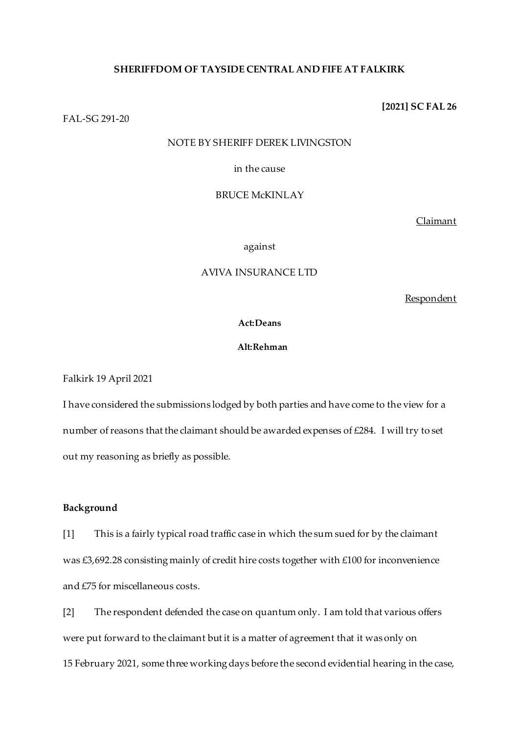**SHERIFFDOM OF TAYSIDE CENTRAL AND FIFE AT FALKIRK**

**[2021] SC FAL 26**

FAL-SG 291-20

NOTE BY SHERIFF DEREK LIVINGSTON

in the cause

BRUCE McKINLAY

Claimant

against

AVIVA INSURANCE LTD

Respondent

**Act:Deans**

**Alt:Rehman**

Falkirk 19 April 2021

I have considered the submissions lodged by both parties and have come to the view for a number of reasons that the claimant should be awarded expenses of £284. I will try to set out my reasoning as briefly as possible.

**Background**

[1] This is a fairly typical road traffic case in which the sum sued for by the claimant was £3,692.28 consisting mainly of credit hire costs together with £100 for inconvenience and £75 for miscellaneous costs.

[2] The respondent defended the case on quantum only. I am told that various offers were put forward to the claimant but it is a matter of agreement that it was only on 15 February 2021, some three working days before the second evidential hearing in the case,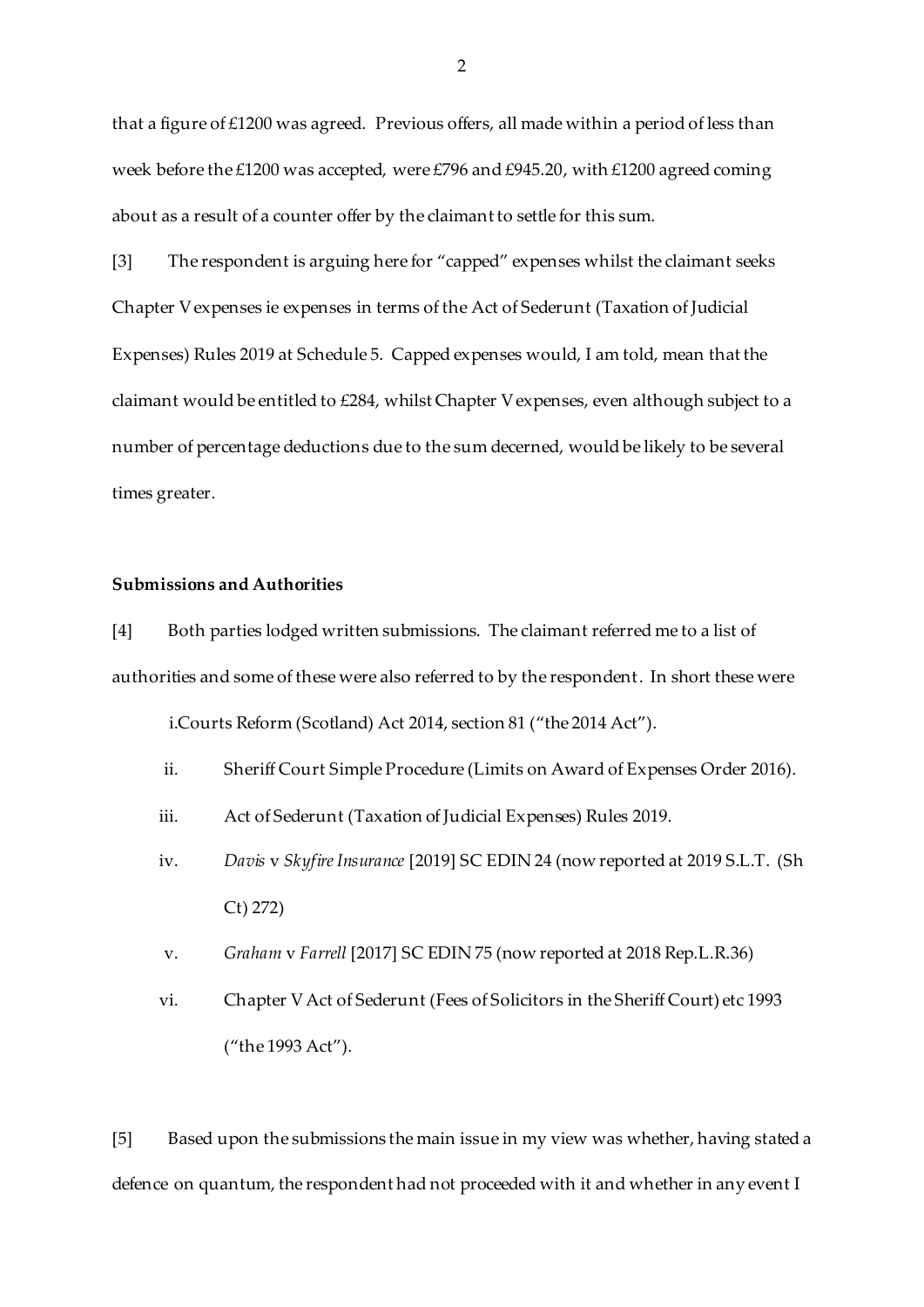that a figure of £1200 was agreed. Previous offers, all made within a period of less than week before the £1200 was accepted, were £796 and £945.20, with £1200 agreed coming about as a result of a counter offer by the claimant to settle for this sum.

[3] The respondent is arguing here for "capped" expenses whilst the claimant seeks Chapter V expenses ie expenses in terms of the Act of Sederunt (Taxation of Judicial Expenses) Rules 2019 at Schedule 5. Capped expenses would, I am told, mean that the claimant would be entitled to £284, whilst Chapter V expenses, even although subject to a number of percentage deductions due to the sum decerned, would be likely to be several times greater.

**Submissions and Authorities**

[4] Both parties lodged written submissions. The claimant referred me to a list of authorities and some of these were also referred to by the respondent. In short these were

i. Courts Reform (Scotland) Act 2014, section 81 ("the 2014 Act").

ii. Sheriff Court Simple Procedure (Limits on Award of Expenses Order 2016).

iii. Act of Sederunt (Taxation of Judicial Expenses) Rules 2019.

iv. *Davis* v *Skyfire Insurance* [2019] SC EDIN 24 (now reported at 2019 S.L.T. (Sh Ct) 272)

v. *Graham* v *Farrell* [2017] SC EDIN 75 (now reported at 2018 Rep.L.R.36)

vi. Chapter V Act of Sederunt (Fees of Solicitors in the Sheriff Court) etc 1993 ("the 1993 Act").

[5] Based upon the submissions the main issue in my view was whether, having stated a defence on quantum, the respondent had not proceeded with it and whether in any event I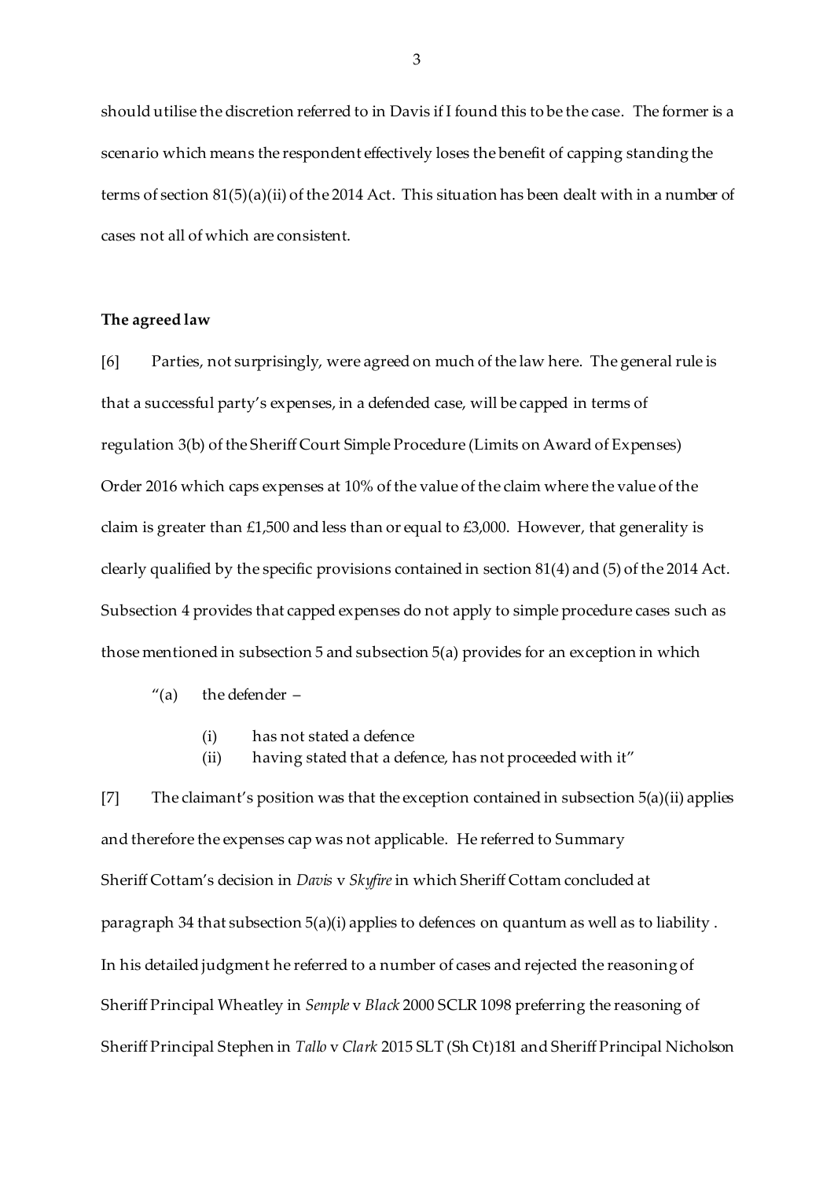should utilise the discretion referred to in Davis if I found this to be the case. The former is a scenario which means the respondent effectively loses the benefit of capping standing the terms of section 81(5)(a)(ii) of the 2014 Act. This situation has been dealt with in a number of cases not all of which are consistent.

**The agreed law**

[6] Parties, not surprisingly, were agreed on much of the law here. The general rule is that a successful party's expenses, in a defended case, will be capped in terms of regulation 3(b) of the Sheriff Court Simple Procedure (Limits on Award of Expenses) Order 2016 which caps expenses at 10% of the value of the claim where the value of the claim is greater than £1,500 and less than or equal to £3,000. However, that generality is clearly qualified by the specific provisions contained in section 81(4) and (5) of the 2014 Act. Subsection 4 provides that capped expenses do not apply to simple procedure cases such as those mentioned in subsection 5 and subsection 5(a) provides for an exception in which

> "(a) the defender –
>
> (i) has not stated a defence
>
> (ii) having stated that a defence, has not proceeded with it"

[7] The claimant's position was that the exception contained in subsection 5(a)(ii) applies and therefore the expenses cap was not applicable. He referred to Summary Sheriff Cottam's decision in *Davis* v *Skyfire* in which Sheriff Cottam concluded at paragraph 34 that subsection 5(a)(i) applies to defences on quantum as well as to liability . In his detailed judgment he referred to a number of cases and rejected the reasoning of Sheriff Principal Wheatley in *Semple* v *Black* 2000 SCLR 1098 preferring the reasoning of Sheriff Principal Stephen in *Tallo* v *Clark* 2015 SLT (Sh Ct)181 and Sheriff Principal Nicholson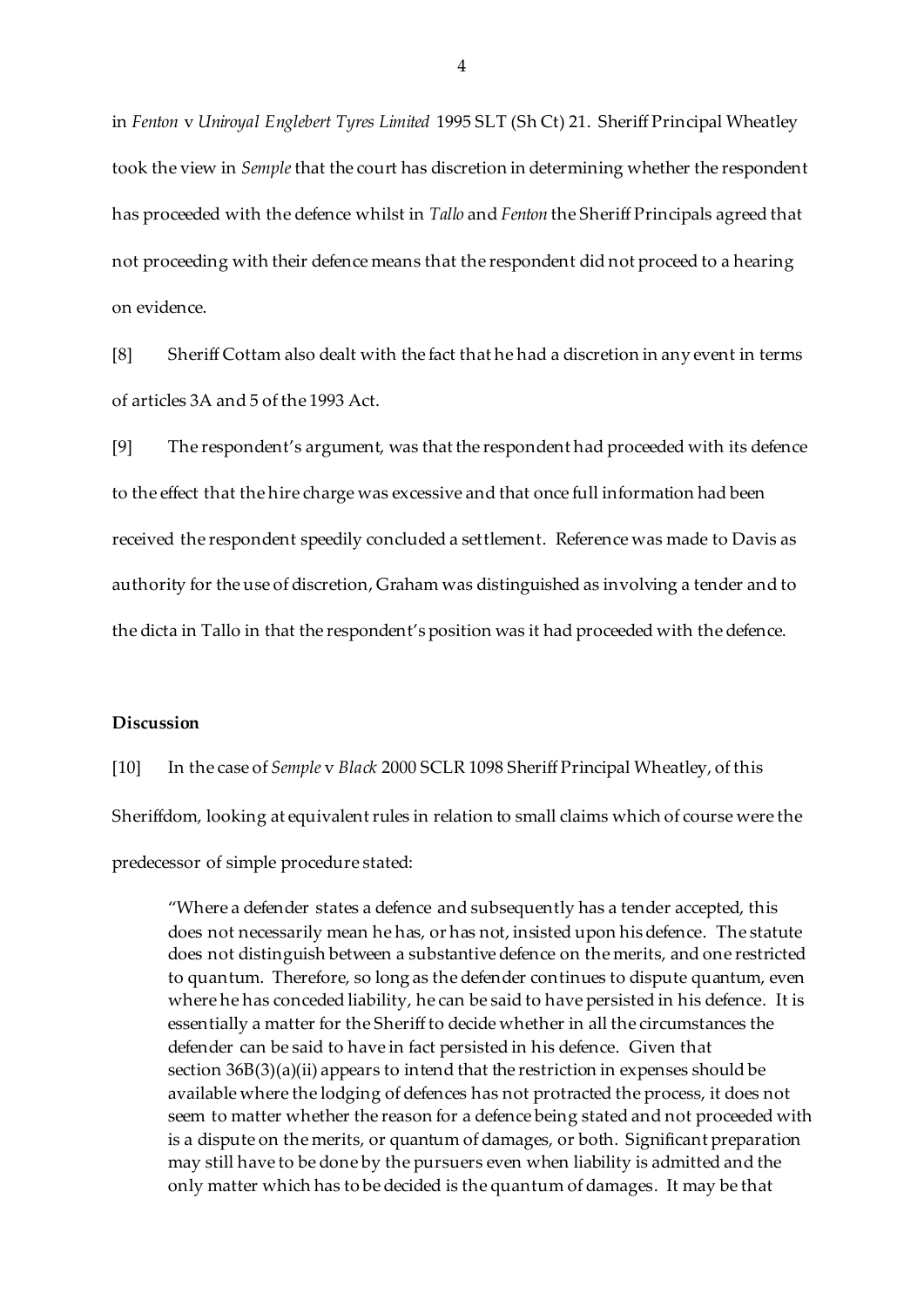in *Fenton* v *Uniroyal Englebert Tyres Limited* 1995 SLT (Sh Ct) 21. Sheriff Principal Wheatley took the view in *Semple* that the court has discretion in determining whether the respondent has proceeded with the defence whilst in *Tallo* and *Fenton* the Sheriff Principals agreed that not proceeding with their defence means that the respondent did not proceed to a hearing on evidence.

[8] Sheriff Cottam also dealt with the fact that he had a discretion in any event in terms of articles 3A and 5 of the 1993 Act.

[9] The respondent's argument, was that the respondent had proceeded with its defence to the effect that the hire charge was excessive and that once full information had been received the respondent speedily concluded a settlement. Reference was made to Davis as authority for the use of discretion, Graham was distinguished as involving a tender and to the dicta in Tallo in that the respondent's position was it had proceeded with the defence.

**Discussion**

[10] In the case of *Semple* v *Black* 2000 SCLR 1098 Sheriff Principal Wheatley, of this Sheriffdom, looking at equivalent rules in relation to small claims which of course were the predecessor of simple procedure stated:

> "Where a defender states a defence and subsequently has a tender accepted, this does not necessarily mean he has, or has not, insisted upon his defence. The statute does not distinguish between a substantive defence on the merits, and one restricted to quantum. Therefore, so long as the defender continues to dispute quantum, even where he has conceded liability, he can be said to have persisted in his defence. It is essentially a matter for the Sheriff to decide whether in all the circumstances the defender can be said to have in fact persisted in his defence. Given that section 36B(3)(a)(ii) appears to intend that the restriction in expenses should be available where the lodging of defences has not protracted the process, it does not seem to matter whether the reason for a defence being stated and not proceeded with is a dispute on the merits, or quantum of damages, or both. Significant preparation may still have to be done by the pursuers even when liability is admitted and the only matter which has to be decided is the quantum of damages. It may be that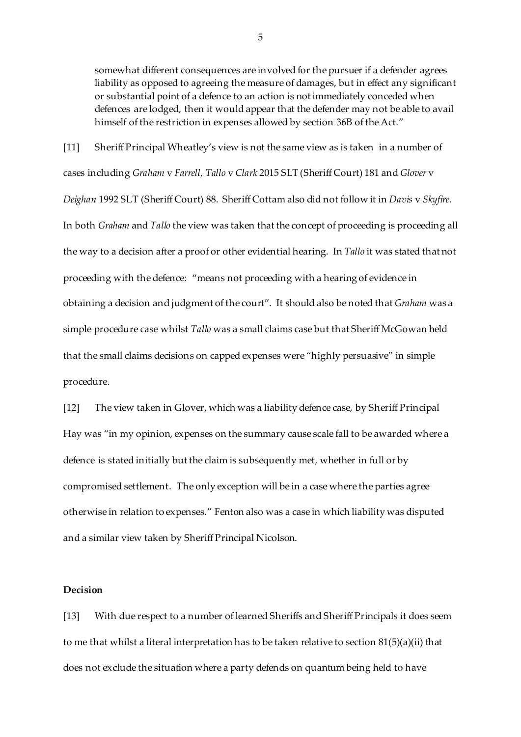somewhat different consequences are involved for the pursuer if a defender agrees liability as opposed to agreeing the measure of damages, but in effect any significant or substantial point of a defence to an action is not immediately conceded when defences are lodged, then it would appear that the defender may not be able to avail himself of the restriction in expenses allowed by section 36B of the Act."

[11] Sheriff Principal Wheatley's view is not the same view as is taken in a number of cases including *Graham* v *Farrell*, *Tallo* v *Clark* 2015 SLT (Sheriff Court) 181 and *Glover* v *Deighan* 1992 SLT (Sheriff Court) 88. Sheriff Cottam also did not follow it in *Davis* v *Skyfire*. In both *Graham* and *Tallo* the view was taken that the concept of proceeding is proceeding all the way to a decision after a proof or other evidential hearing. In *Tallo* it was stated that not proceeding with the defence: "means not proceeding with a hearing of evidence in obtaining a decision and judgment of the court". It should also be noted that *Graham* was a simple procedure case whilst *Tallo* was a small claims case but that Sheriff McGowan held that the small claims decisions on capped expenses were "highly persuasive" in simple procedure.

[12] The view taken in Glover, which was a liability defence case, by Sheriff Principal Hay was "in my opinion, expenses on the summary cause scale fall to be awarded where a defence is stated initially but the claim is subsequently met, whether in full or by compromised settlement. The only exception will be in a case where the parties agree otherwise in relation to expenses." Fenton also was a case in which liability was disputed and a similar view taken by Sheriff Principal Nicolson.

**Decision**

[13] With due respect to a number of learned Sheriffs and Sheriff Principals it does seem to me that whilst a literal interpretation has to be taken relative to section 81(5)(a)(ii) that does not exclude the situation where a party defends on quantum being held to have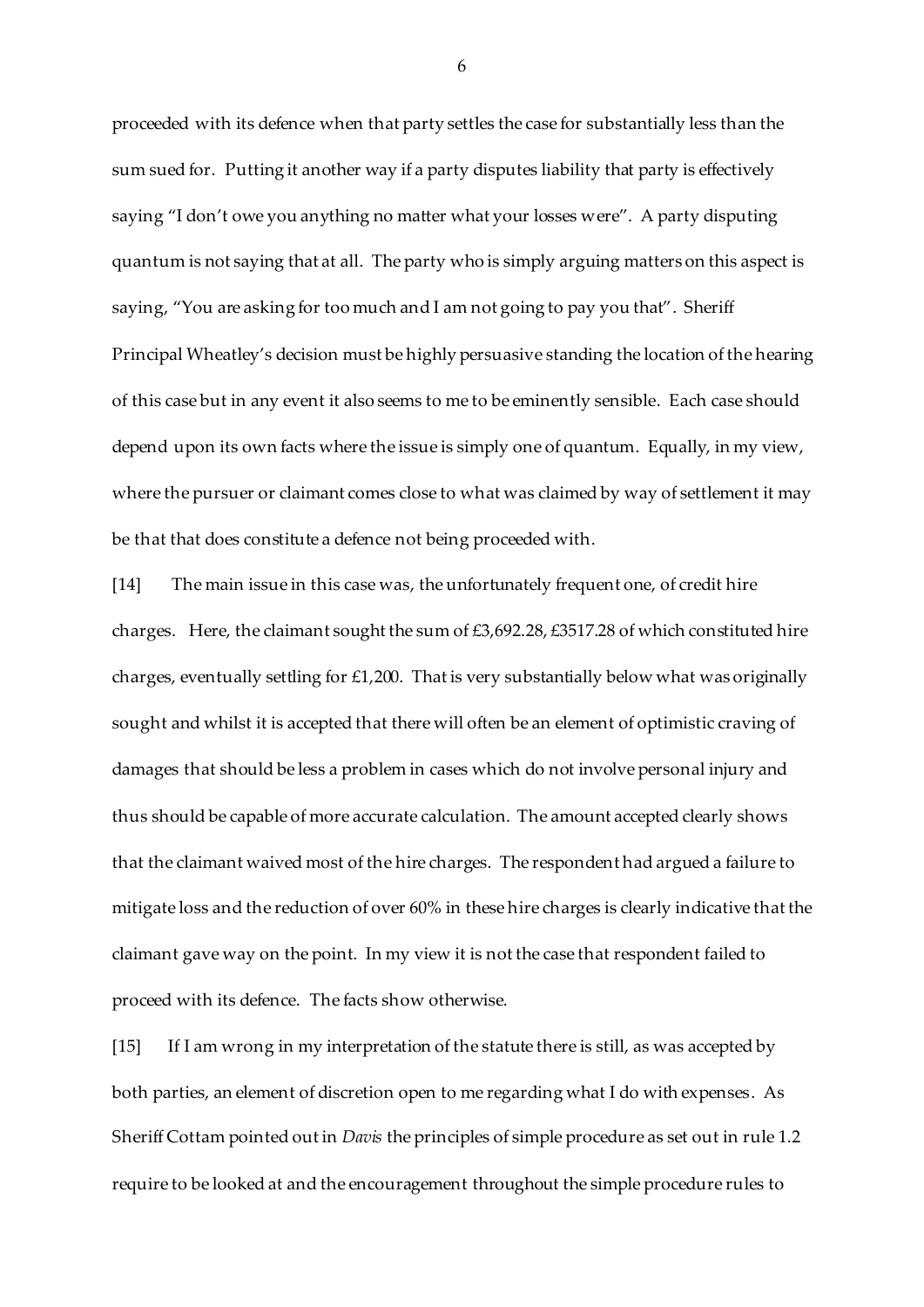proceeded with its defence when that party settles the case for substantially less than the sum sued for. Putting it another way if a party disputes liability that party is effectively saying "I don't owe you anything no matter what your losses were". A party disputing quantum is not saying that at all. The party who is simply arguing matters on this aspect is saying, "You are asking for too much and I am not going to pay you that". Sheriff Principal Wheatley's decision must be highly persuasive standing the location of the hearing of this case but in any event it also seems to me to be eminently sensible. Each case should depend upon its own facts where the issue is simply one of quantum. Equally, in my view, where the pursuer or claimant comes close to what was claimed by way of settlement it may be that that does constitute a defence not being proceeded with.

[14] The main issue in this case was, the unfortunately frequent one, of credit hire charges. Here, the claimant sought the sum of £3,692.28, £3517.28 of which constituted hire charges, eventually settling for £1,200. That is very substantially below what was originally sought and whilst it is accepted that there will often be an element of optimistic craving of damages that should be less a problem in cases which do not involve personal injury and thus should be capable of more accurate calculation. The amount accepted clearly shows that the claimant waived most of the hire charges. The respondent had argued a failure to mitigate loss and the reduction of over 60% in these hire charges is clearly indicative that the claimant gave way on the point. In my view it is not the case that respondent failed to proceed with its defence. The facts show otherwise.

[15] If I am wrong in my interpretation of the statute there is still, as was accepted by both parties, an element of discretion open to me regarding what I do with expenses. As Sheriff Cottam pointed out in *Davis* the principles of simple procedure as set out in rule 1.2 require to be looked at and the encouragement throughout the simple procedure rules to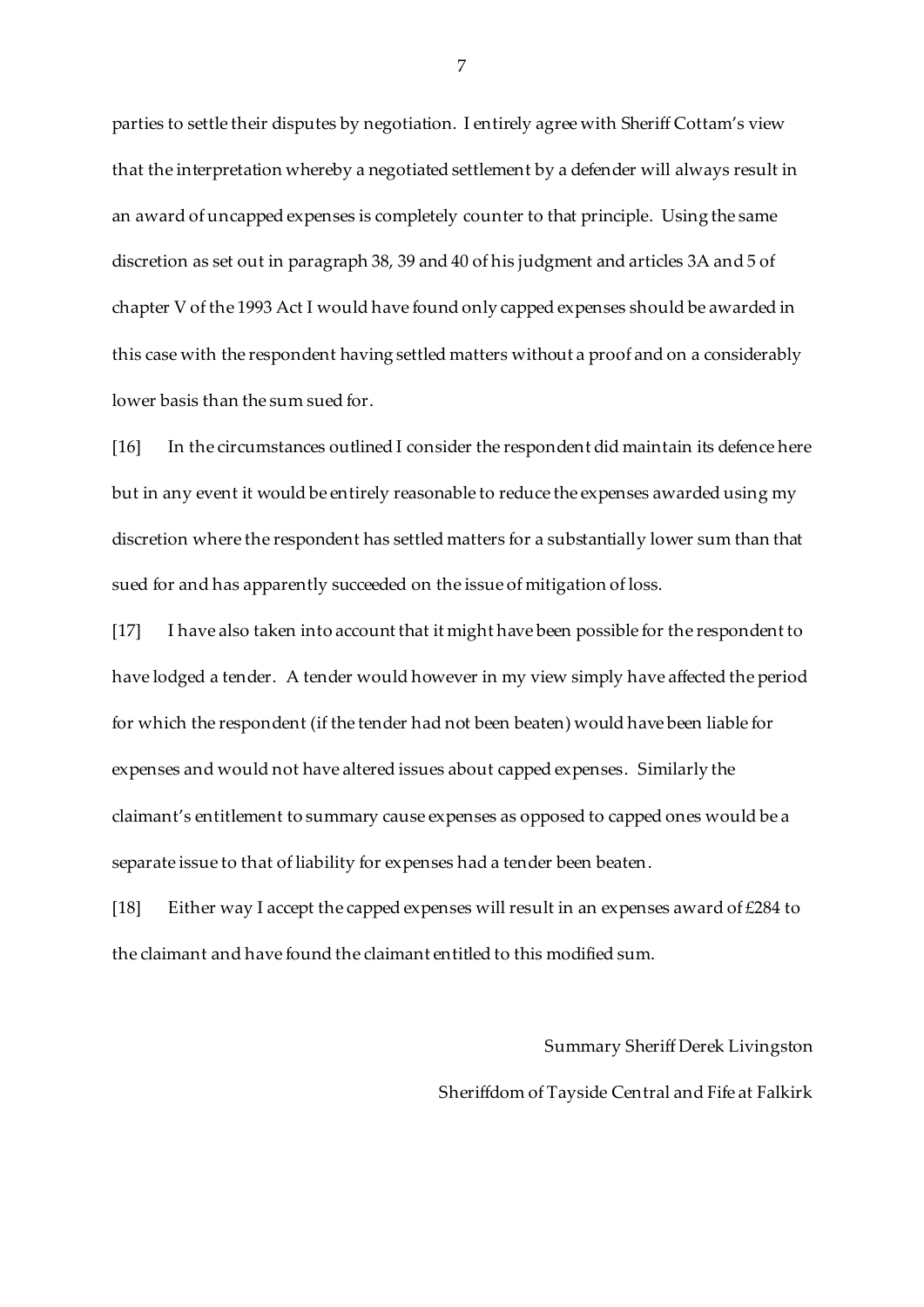parties to settle their disputes by negotiation. I entirely agree with Sheriff Cottam's view that the interpretation whereby a negotiated settlement by a defender will always result in an award of uncapped expenses is completely counter to that principle. Using the same discretion as set out in paragraph 38, 39 and 40 of his judgment and articles 3A and 5 of chapter V of the 1993 Act I would have found only capped expenses should be awarded in this case with the respondent having settled matters without a proof and on a considerably lower basis than the sum sued for.

[16] In the circumstances outlined I consider the respondent did maintain its defence here but in any event it would be entirely reasonable to reduce the expenses awarded using my discretion where the respondent has settled matters for a substantially lower sum than that sued for and has apparently succeeded on the issue of mitigation of loss.

[17] I have also taken into account that it might have been possible for the respondent to have lodged a tender. A tender would however in my view simply have affected the period for which the respondent (if the tender had not been beaten) would have been liable for expenses and would not have altered issues about capped expenses. Similarly the claimant's entitlement to summary cause expenses as opposed to capped ones would be a separate issue to that of liability for expenses had a tender been beaten.

[18] Either way I accept the capped expenses will result in an expenses award of £284 to the claimant and have found the claimant entitled to this modified sum.

Summary Sheriff Derek Livingston

Sheriffdom of Tayside Central and Fife at Falkirk